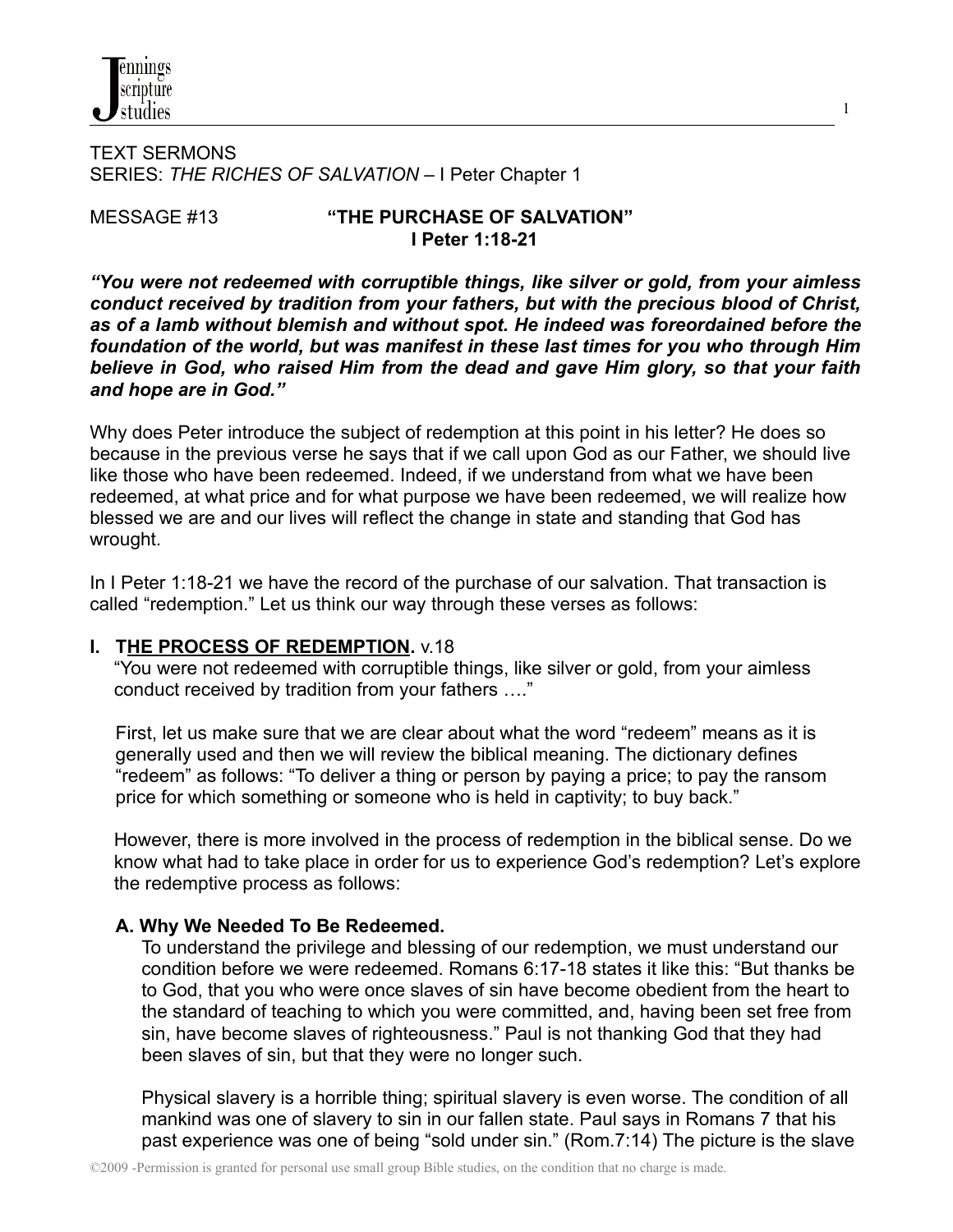TEXT SERMONS
SERIES: *THE RICHES OF SALVATION* – I Peter Chapter 1

MESSAGE #13 **"THE PURCHASE OF SALVATION"**
**I Peter 1:18-21**

***"You were not redeemed with corruptible things, like silver or gold, from your aimless conduct received by tradition from your fathers, but with the precious blood of Christ, as of a lamb without blemish and without spot. He indeed was foreordained before the foundation of the world, but was manifest in these last times for you who through Him believe in God, who raised Him from the dead and gave Him glory, so that your faith and hope are in God."***

Why does Peter introduce the subject of redemption at this point in his letter? He does so because in the previous verse he says that if we call upon God as our Father, we should live like those who have been redeemed. Indeed, if we understand from what we have been redeemed, at what price and for what purpose we have been redeemed, we will realize how blessed we are and our lives will reflect the change in state and standing that God has wrought.

In I Peter 1:18-21 we have the record of the purchase of our salvation. That transaction is called "redemption." Let us think our way through these verses as follows:

## I. THE PROCESS OF REDEMPTION. v.18

"You were not redeemed with corruptible things, like silver or gold, from your aimless conduct received by tradition from your fathers …."

First, let us make sure that we are clear about what the word "redeem" means as it is generally used and then we will review the biblical meaning. The dictionary defines "redeem" as follows: "To deliver a thing or person by paying a price; to pay the ransom price for which something or someone who is held in captivity; to buy back."

However, there is more involved in the process of redemption in the biblical sense. Do we know what had to take place in order for us to experience God's redemption? Let's explore the redemptive process as follows:

### A. Why We Needed To Be Redeemed.

To understand the privilege and blessing of our redemption, we must understand our condition before we were redeemed. Romans 6:17-18 states it like this: "But thanks be to God, that you who were once slaves of sin have become obedient from the heart to the standard of teaching to which you were committed, and, having been set free from sin, have become slaves of righteousness." Paul is not thanking God that they had been slaves of sin, but that they were no longer such.

Physical slavery is a horrible thing; spiritual slavery is even worse. The condition of all mankind was one of slavery to sin in our fallen state. Paul says in Romans 7 that his past experience was one of being "sold under sin." (Rom.7:14) The picture is the slave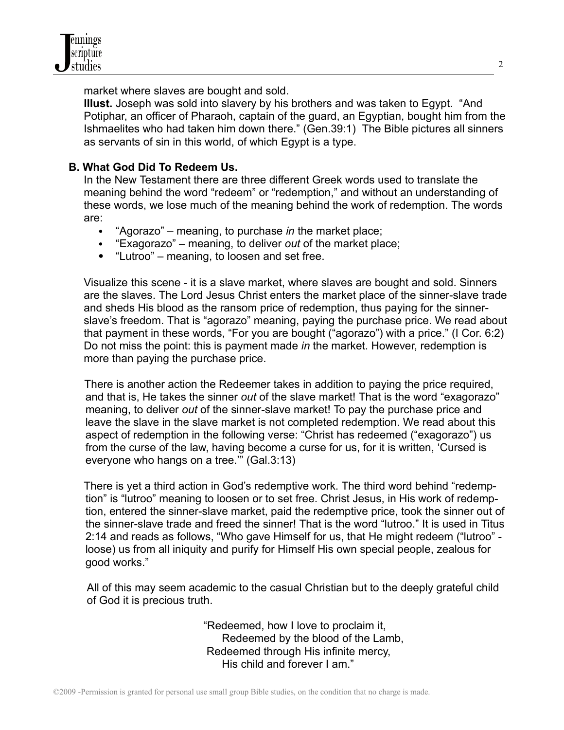market where slaves are bought and sold.

**Illust.** Joseph was sold into slavery by his brothers and was taken to Egypt. “And Potiphar, an officer of Pharaoh, captain of the guard, an Egyptian, bought him from the Ishmaelites who had taken him down there.” (Gen.39:1) The Bible pictures all sinners as servants of sin in this world, of which Egypt is a type.

### B. What God Did To Redeem Us.

In the New Testament there are three different Greek words used to translate the meaning behind the word “redeem” or “redemption,” and without an understanding of these words, we lose much of the meaning behind the work of redemption. The words are:

- “Agorazo” – meaning, to purchase *in* the market place;
- “Exagorazo” – meaning, to deliver *out* of the market place;
- “Lutroo” – meaning, to loosen and set free.

Visualize this scene - it is a slave market, where slaves are bought and sold. Sinners are the slaves. The Lord Jesus Christ enters the market place of the sinner-slave trade and sheds His blood as the ransom price of redemption, thus paying for the sinner-slave’s freedom. That is “agorazo” meaning, paying the purchase price. We read about that payment in these words, “For you are bought (“agorazo”) with a price.” (I Cor. 6:2) Do not miss the point: this is payment made *in* the market. However, redemption is more than paying the purchase price.

There is another action the Redeemer takes in addition to paying the price required, and that is, He takes the sinner *out* of the slave market! That is the word “exagorazo” meaning, to deliver *out* of the sinner-slave market! To pay the purchase price and leave the slave in the slave market is not completed redemption. We read about this aspect of redemption in the following verse: “Christ has redeemed (“exagorazo”) us from the curse of the law, having become a curse for us, for it is written, ‘Cursed is everyone who hangs on a tree.’” (Gal.3:13)

There is yet a third action in God’s redemptive work. The third word behind “redemption” is “lutroo” meaning to loosen or to set free. Christ Jesus, in His work of redemption, entered the sinner-slave market, paid the redemptive price, took the sinner out of the sinner-slave trade and freed the sinner! That is the word “lutroo.” It is used in Titus 2:14 and reads as follows, “Who gave Himself for us, that He might redeem (“lutroo” - loose) us from all iniquity and purify for Himself His own special people, zealous for good works.”

All of this may seem academic to the casual Christian but to the deeply grateful child of God it is precious truth.

> “Redeemed, how I love to proclaim it,
> Redeemed by the blood of the Lamb,
> Redeemed through His infinite mercy,
> His child and forever I am.”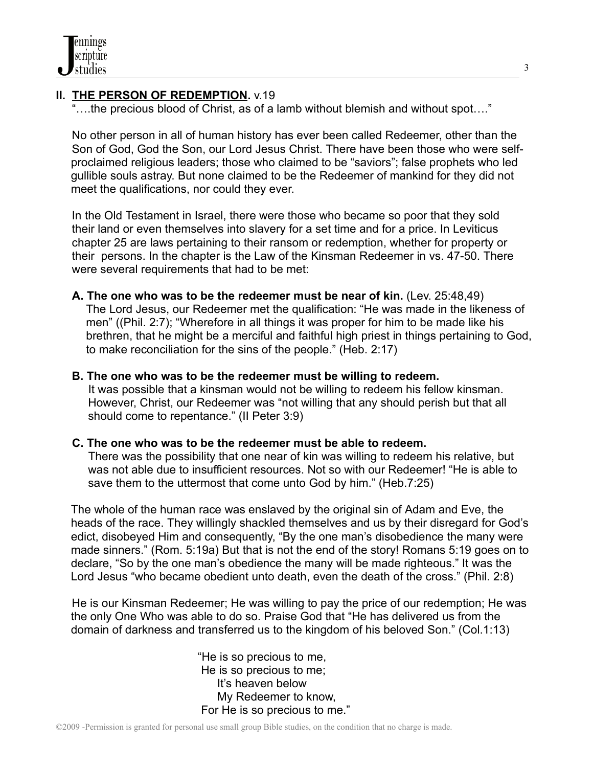## II. <u>THE PERSON OF REDEMPTION</u>. v.19

"….the precious blood of Christ, as of a lamb without blemish and without spot…."

No other person in all of human history has ever been called Redeemer, other than the Son of God, God the Son, our Lord Jesus Christ. There have been those who were self-proclaimed religious leaders; those who claimed to be "saviors"; false prophets who led gullible souls astray. But none claimed to be the Redeemer of mankind for they did not meet the qualifications, nor could they ever.

In the Old Testament in Israel, there were those who became so poor that they sold their land or even themselves into slavery for a set time and for a price. In Leviticus chapter 25 are laws pertaining to their ransom or redemption, whether for property or their persons. In the chapter is the Law of the Kinsman Redeemer in vs. 47-50. There were several requirements that had to be met:

**A. The one who was to be the redeemer must be near of kin.** (Lev. 25:48,49)
The Lord Jesus, our Redeemer met the qualification: "He was made in the likeness of men" ((Phil. 2:7); "Wherefore in all things it was proper for him to be made like his brethren, that he might be a merciful and faithful high priest in things pertaining to God, to make reconciliation for the sins of the people." (Heb. 2:17)

**B. The one who was to be the redeemer must be willing to redeem.**
It was possible that a kinsman would not be willing to redeem his fellow kinsman. However, Christ, our Redeemer was "not willing that any should perish but that all should come to repentance." (II Peter 3:9)

**C. The one who was to be the redeemer must be able to redeem.**
There was the possibility that one near of kin was willing to redeem his relative, but was not able due to insufficient resources. Not so with our Redeemer! "He is able to save them to the uttermost that come unto God by him." (Heb.7:25)

The whole of the human race was enslaved by the original sin of Adam and Eve, the heads of the race. They willingly shackled themselves and us by their disregard for God's edict, disobeyed Him and consequently, "By the one man's disobedience the many were made sinners." (Rom. 5:19a) But that is not the end of the story! Romans 5:19 goes on to declare, "So by the one man's obedience the many will be made righteous." It was the Lord Jesus "who became obedient unto death, even the death of the cross." (Phil. 2:8)

He is our Kinsman Redeemer; He was willing to pay the price of our redemption; He was the only One Who was able to do so. Praise God that "He has delivered us from the domain of darkness and transferred us to the kingdom of his beloved Son." (Col.1:13)

"He is so precious to me,
He is so precious to me;
It's heaven below
My Redeemer to know,
For He is so precious to me."

©2009 -Permission is granted for personal use small group Bible studies, on the condition that no charge is made.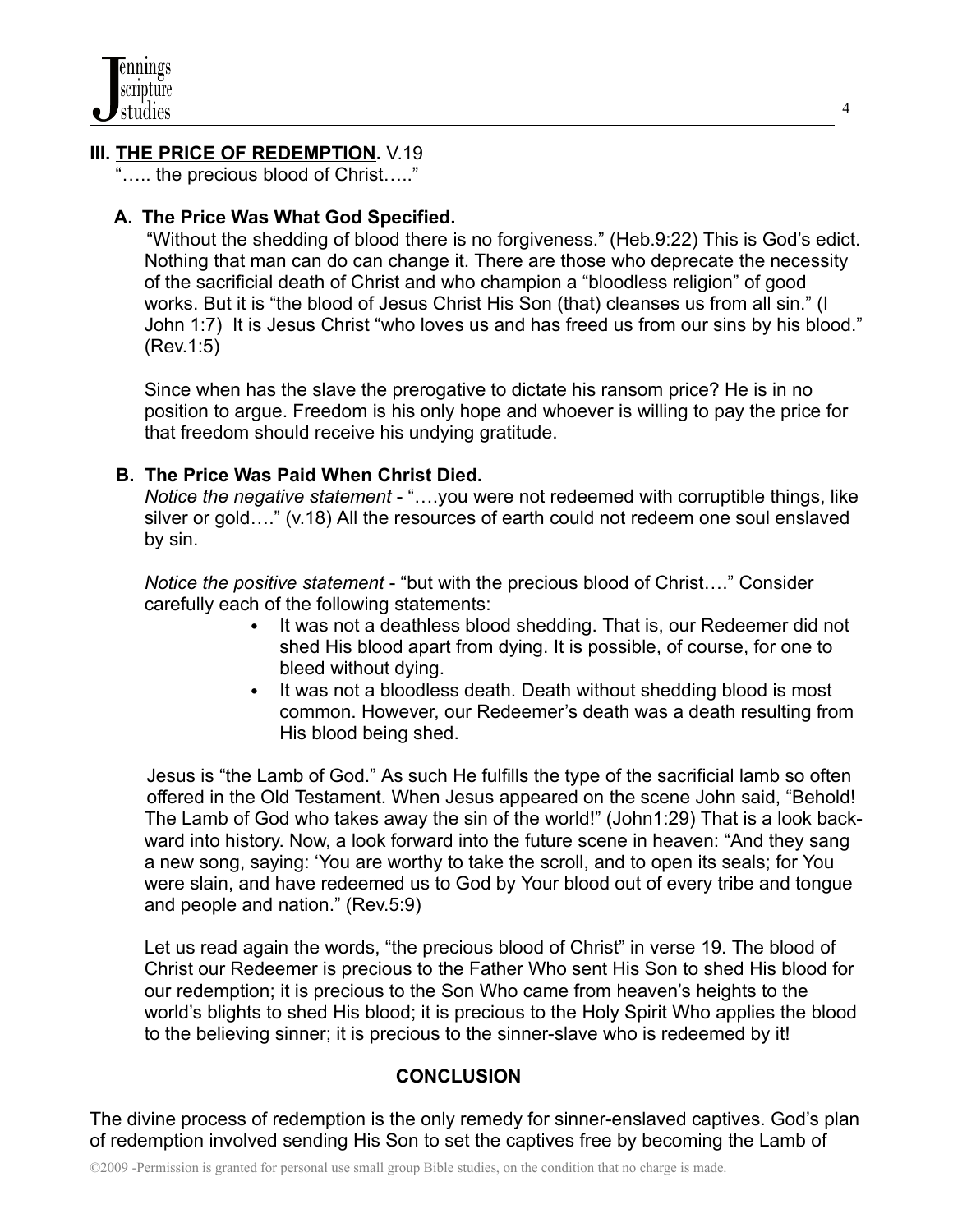## III. <u>THE PRICE OF REDEMPTION</u>. V.19

"….. the precious blood of Christ….."

### A. The Price Was What God Specified.

"Without the shedding of blood there is no forgiveness." (Heb.9:22) This is God's edict. Nothing that man can do can change it. There are those who deprecate the necessity of the sacrificial death of Christ and who champion a "bloodless religion" of good works. But it is "the blood of Jesus Christ His Son (that) cleanses us from all sin." (I John 1:7) It is Jesus Christ "who loves us and has freed us from our sins by his blood." (Rev.1:5)

Since when has the slave the prerogative to dictate his ransom price? He is in no position to argue. Freedom is his only hope and whoever is willing to pay the price for that freedom should receive his undying gratitude.

### B. The Price Was Paid When Christ Died.

*Notice the negative statement* - "….you were not redeemed with corruptible things, like silver or gold…." (v.18) All the resources of earth could not redeem one soul enslaved by sin.

*Notice the positive statement* - "but with the precious blood of Christ…." Consider carefully each of the following statements:

- It was not a deathless blood shedding. That is, our Redeemer did not shed His blood apart from dying. It is possible, of course, for one to bleed without dying.
- It was not a bloodless death. Death without shedding blood is most common. However, our Redeemer's death was a death resulting from His blood being shed.

Jesus is "the Lamb of God." As such He fulfills the type of the sacrificial lamb so often offered in the Old Testament. When Jesus appeared on the scene John said, "Behold! The Lamb of God who takes away the sin of the world!" (John1:29) That is a look backward into history. Now, a look forward into the future scene in heaven: "And they sang a new song, saying: 'You are worthy to take the scroll, and to open its seals; for You were slain, and have redeemed us to God by Your blood out of every tribe and tongue and people and nation." (Rev.5:9)

Let us read again the words, "the precious blood of Christ" in verse 19. The blood of Christ our Redeemer is precious to the Father Who sent His Son to shed His blood for our redemption; it is precious to the Son Who came from heaven's heights to the world's blights to shed His blood; it is precious to the Holy Spirit Who applies the blood to the believing sinner; it is precious to the sinner-slave who is redeemed by it!

## CONCLUSION

The divine process of redemption is the only remedy for sinner-enslaved captives. God's plan of redemption involved sending His Son to set the captives free by becoming the Lamb of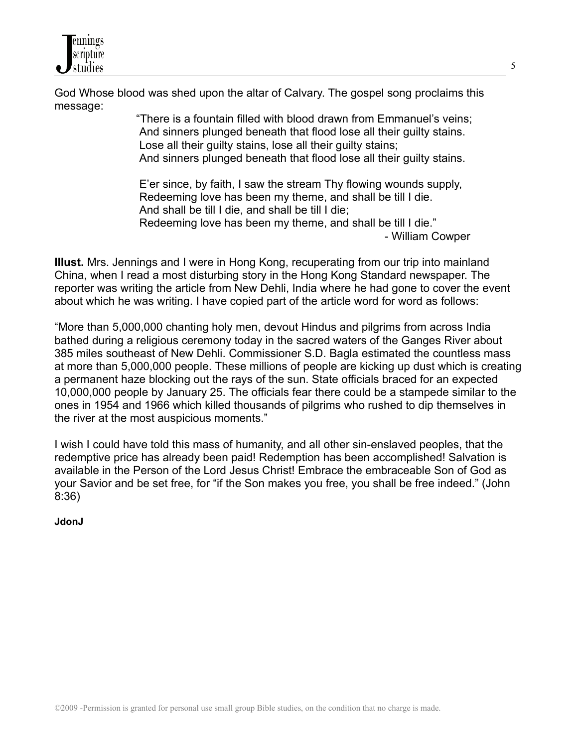God Whose blood was shed upon the altar of Calvary. The gospel song proclaims this message:

> "There is a fountain filled with blood drawn from Emmanuel's veins;
> And sinners plunged beneath that flood lose all their guilty stains.
> Lose all their guilty stains, lose all their guilty stains;
> And sinners plunged beneath that flood lose all their guilty stains.
>
> E'er since, by faith, I saw the stream Thy flowing wounds supply,
> Redeeming love has been my theme, and shall be till I die.
> And shall be till I die, and shall be till I die;
> Redeeming love has been my theme, and shall be till I die."
>
> \- William Cowper

**Illust.** Mrs. Jennings and I were in Hong Kong, recuperating from our trip into mainland China, when I read a most disturbing story in the Hong Kong Standard newspaper. The reporter was writing the article from New Dehli, India where he had gone to cover the event about which he was writing. I have copied part of the article word for word as follows:

"More than 5,000,000 chanting holy men, devout Hindus and pilgrims from across India bathed during a religious ceremony today in the sacred waters of the Ganges River about 385 miles southeast of New Dehli. Commissioner S.D. Bagla estimated the countless mass at more than 5,000,000 people. These millions of people are kicking up dust which is creating a permanent haze blocking out the rays of the sun. State officials braced for an expected 10,000,000 people by January 25. The officials fear there could be a stampede similar to the ones in 1954 and 1966 which killed thousands of pilgrims who rushed to dip themselves in the river at the most auspicious moments."

I wish I could have told this mass of humanity, and all other sin-enslaved peoples, that the redemptive price has already been paid! Redemption has been accomplished! Salvation is available in the Person of the Lord Jesus Christ! Embrace the embraceable Son of God as your Savior and be set free, for "if the Son makes you free, you shall be free indeed." (John 8:36)

**JdonJ**

©2009 -Permission is granted for personal use small group Bible studies, on the condition that no charge is made.